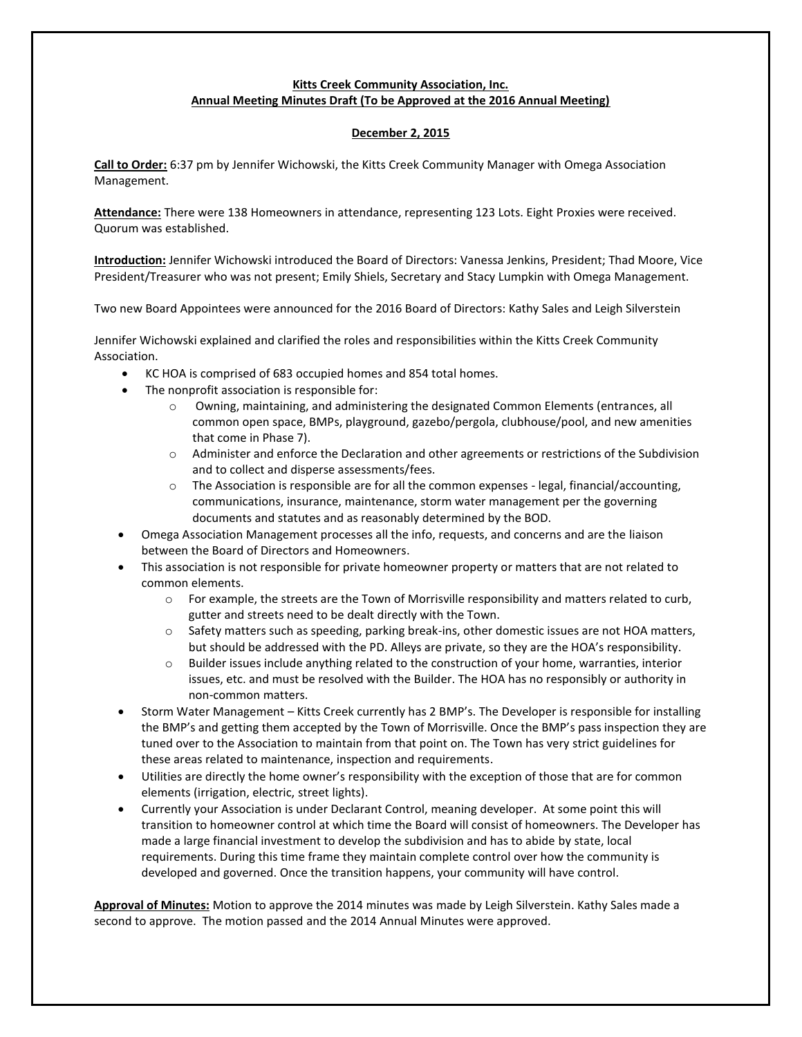**Kitts Creek Community Association, Inc.**
**Annual Meeting Minutes Draft (To be Approved at the 2016 Annual Meeting)**

**December 2, 2015**

**Call to Order:** 6:37 pm by Jennifer Wichowski, the Kitts Creek Community Manager with Omega Association Management.

**Attendance:** There were 138 Homeowners in attendance, representing 123 Lots. Eight Proxies were received. Quorum was established.

**Introduction:** Jennifer Wichowski introduced the Board of Directors: Vanessa Jenkins, President; Thad Moore, Vice President/Treasurer who was not present; Emily Shiels, Secretary and Stacy Lumpkin with Omega Management.

Two new Board Appointees were announced for the 2016 Board of Directors: Kathy Sales and Leigh Silverstein

Jennifer Wichowski explained and clarified the roles and responsibilities within the Kitts Creek Community Association.

- KC HOA is comprised of 683 occupied homes and 854 total homes.
- The nonprofit association is responsible for:
  - Owning, maintaining, and administering the designated Common Elements (entrances, all common open space, BMPs, playground, gazebo/pergola, clubhouse/pool, and new amenities that come in Phase 7).
  - Administer and enforce the Declaration and other agreements or restrictions of the Subdivision and to collect and disperse assessments/fees.
  - The Association is responsible are for all the common expenses - legal, financial/accounting, communications, insurance, maintenance, storm water management per the governing documents and statutes and as reasonably determined by the BOD.
- Omega Association Management processes all the info, requests, and concerns and are the liaison between the Board of Directors and Homeowners.
- This association is not responsible for private homeowner property or matters that are not related to common elements.
  - For example, the streets are the Town of Morrisville responsibility and matters related to curb, gutter and streets need to be dealt directly with the Town.
  - Safety matters such as speeding, parking break-ins, other domestic issues are not HOA matters, but should be addressed with the PD. Alleys are private, so they are the HOA's responsibility.
  - Builder issues include anything related to the construction of your home, warranties, interior issues, etc. and must be resolved with the Builder. The HOA has no responsibly or authority in non-common matters.
- Storm Water Management – Kitts Creek currently has 2 BMP's. The Developer is responsible for installing the BMP's and getting them accepted by the Town of Morrisville. Once the BMP's pass inspection they are tuned over to the Association to maintain from that point on. The Town has very strict guidelines for these areas related to maintenance, inspection and requirements.
- Utilities are directly the home owner's responsibility with the exception of those that are for common elements (irrigation, electric, street lights).
- Currently your Association is under Declarant Control, meaning developer. At some point this will transition to homeowner control at which time the Board will consist of homeowners. The Developer has made a large financial investment to develop the subdivision and has to abide by state, local requirements. During this time frame they maintain complete control over how the community is developed and governed. Once the transition happens, your community will have control.

**Approval of Minutes:** Motion to approve the 2014 minutes was made by Leigh Silverstein. Kathy Sales made a second to approve. The motion passed and the 2014 Annual Minutes were approved.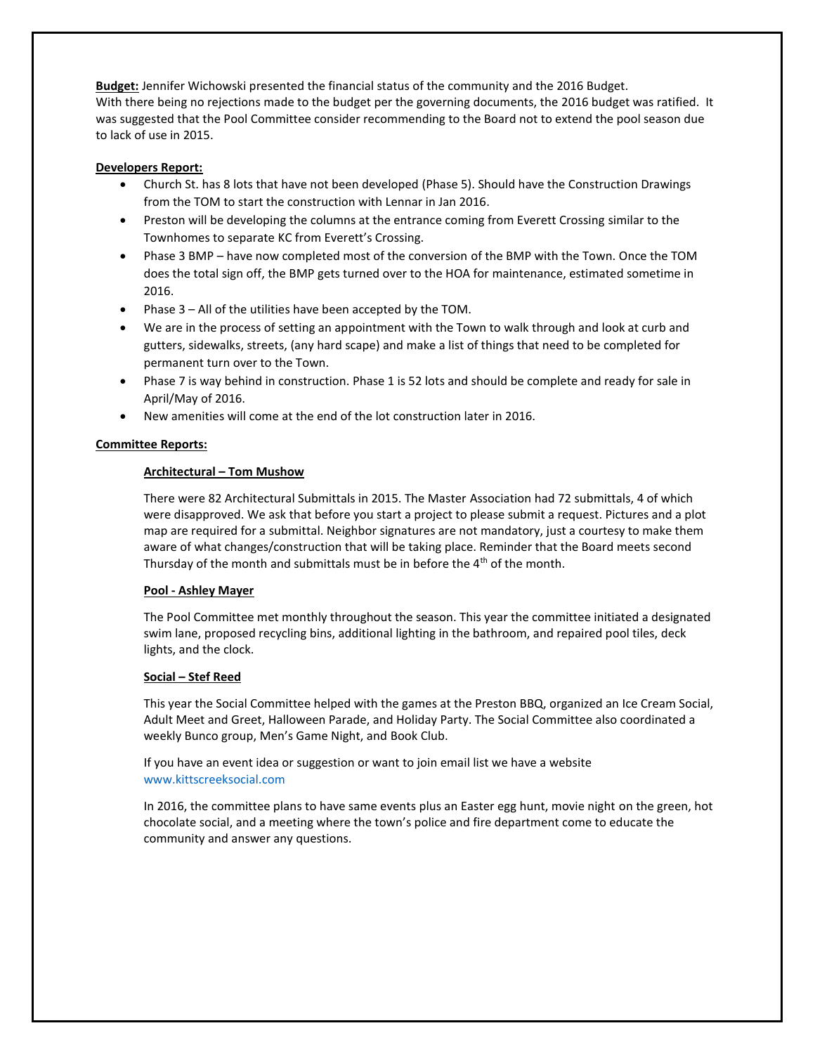**Budget:** Jennifer Wichowski presented the financial status of the community and the 2016 Budget. With there being no rejections made to the budget per the governing documents, the 2016 budget was ratified. It was suggested that the Pool Committee consider recommending to the Board not to extend the pool season due to lack of use in 2015.

**Developers Report:**

- Church St. has 8 lots that have not been developed (Phase 5). Should have the Construction Drawings from the TOM to start the construction with Lennar in Jan 2016.
- Preston will be developing the columns at the entrance coming from Everett Crossing similar to the Townhomes to separate KC from Everett's Crossing.
- Phase 3 BMP – have now completed most of the conversion of the BMP with the Town. Once the TOM does the total sign off, the BMP gets turned over to the HOA for maintenance, estimated sometime in 2016.
- Phase 3 – All of the utilities have been accepted by the TOM.
- We are in the process of setting an appointment with the Town to walk through and look at curb and gutters, sidewalks, streets, (any hard scape) and make a list of things that need to be completed for permanent turn over to the Town.
- Phase 7 is way behind in construction. Phase 1 is 52 lots and should be complete and ready for sale in April/May of 2016.
- New amenities will come at the end of the lot construction later in 2016.

**Committee Reports:**

**Architectural – Tom Mushow**

There were 82 Architectural Submittals in 2015. The Master Association had 72 submittals, 4 of which were disapproved. We ask that before you start a project to please submit a request. Pictures and a plot map are required for a submittal. Neighbor signatures are not mandatory, just a courtesy to make them aware of what changes/construction that will be taking place. Reminder that the Board meets second Thursday of the month and submittals must be in before the 4th of the month.

**Pool - Ashley Mayer**

The Pool Committee met monthly throughout the season. This year the committee initiated a designated swim lane, proposed recycling bins, additional lighting in the bathroom, and repaired pool tiles, deck lights, and the clock.

**Social – Stef Reed**

This year the Social Committee helped with the games at the Preston BBQ, organized an Ice Cream Social, Adult Meet and Greet, Halloween Parade, and Holiday Party. The Social Committee also coordinated a weekly Bunco group, Men's Game Night, and Book Club.

If you have an event idea or suggestion or want to join email list we have a website www.kittscreeksocial.com

In 2016, the committee plans to have same events plus an Easter egg hunt, movie night on the green, hot chocolate social, and a meeting where the town's police and fire department come to educate the community and answer any questions.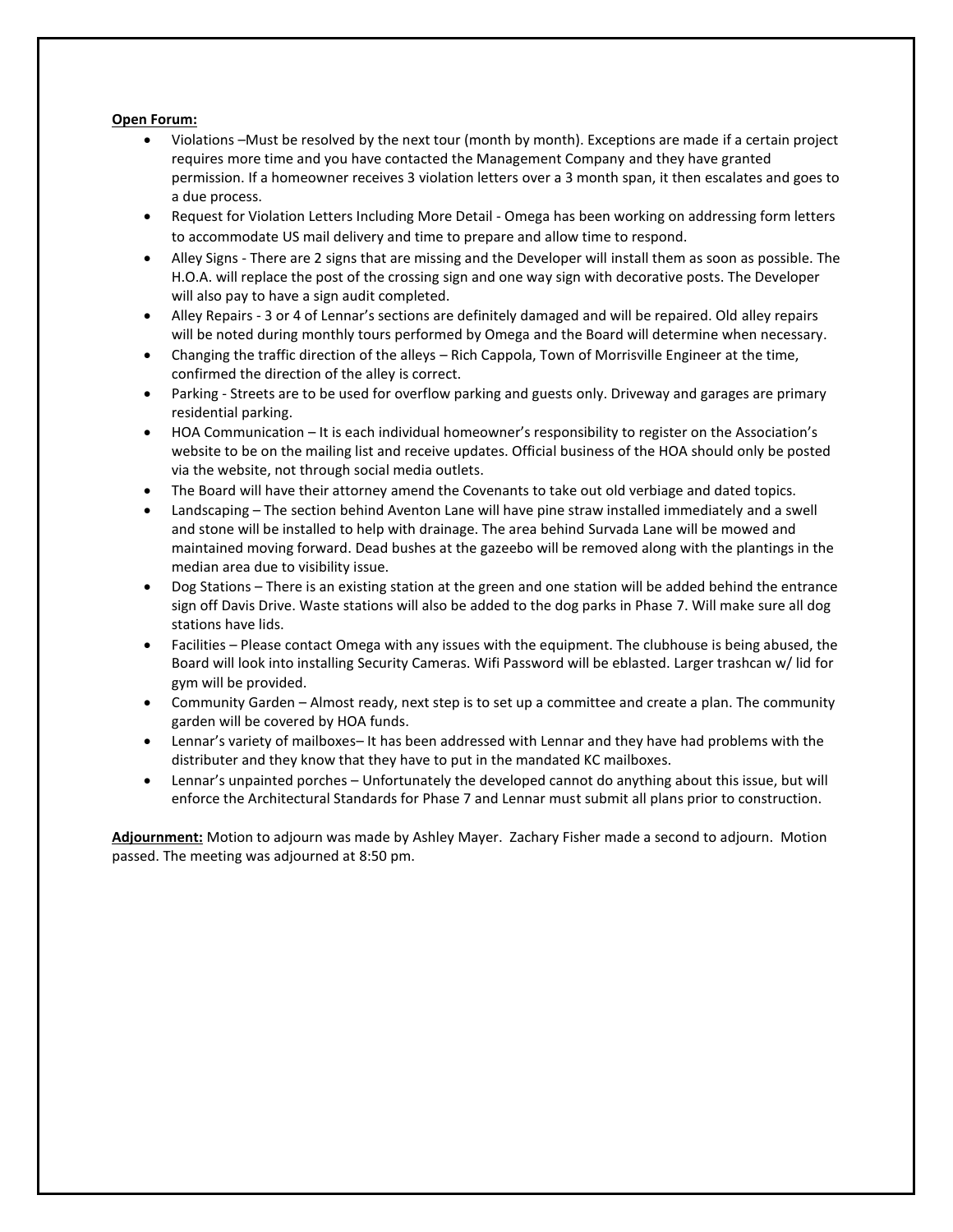**Open Forum:**

- Violations –Must be resolved by the next tour (month by month). Exceptions are made if a certain project requires more time and you have contacted the Management Company and they have granted permission. If a homeowner receives 3 violation letters over a 3 month span, it then escalates and goes to a due process.
- Request for Violation Letters Including More Detail - Omega has been working on addressing form letters to accommodate US mail delivery and time to prepare and allow time to respond.
- Alley Signs - There are 2 signs that are missing and the Developer will install them as soon as possible. The H.O.A. will replace the post of the crossing sign and one way sign with decorative posts. The Developer will also pay to have a sign audit completed.
- Alley Repairs - 3 or 4 of Lennar's sections are definitely damaged and will be repaired. Old alley repairs will be noted during monthly tours performed by Omega and the Board will determine when necessary.
- Changing the traffic direction of the alleys – Rich Cappola, Town of Morrisville Engineer at the time, confirmed the direction of the alley is correct.
- Parking - Streets are to be used for overflow parking and guests only. Driveway and garages are primary residential parking.
- HOA Communication – It is each individual homeowner's responsibility to register on the Association's website to be on the mailing list and receive updates. Official business of the HOA should only be posted via the website, not through social media outlets.
- The Board will have their attorney amend the Covenants to take out old verbiage and dated topics.
- Landscaping – The section behind Aventon Lane will have pine straw installed immediately and a swell and stone will be installed to help with drainage. The area behind Survada Lane will be mowed and maintained moving forward. Dead bushes at the gazeebo will be removed along with the plantings in the median area due to visibility issue.
- Dog Stations – There is an existing station at the green and one station will be added behind the entrance sign off Davis Drive. Waste stations will also be added to the dog parks in Phase 7. Will make sure all dog stations have lids.
- Facilities – Please contact Omega with any issues with the equipment. The clubhouse is being abused, the Board will look into installing Security Cameras. Wifi Password will be eblasted. Larger trashcan w/ lid for gym will be provided.
- Community Garden – Almost ready, next step is to set up a committee and create a plan. The community garden will be covered by HOA funds.
- Lennar's variety of mailboxes– It has been addressed with Lennar and they have had problems with the distributer and they know that they have to put in the mandated KC mailboxes.
- Lennar's unpainted porches – Unfortunately the developed cannot do anything about this issue, but will enforce the Architectural Standards for Phase 7 and Lennar must submit all plans prior to construction.

**Adjournment:** Motion to adjourn was made by Ashley Mayer. Zachary Fisher made a second to adjourn. Motion passed. The meeting was adjourned at 8:50 pm.